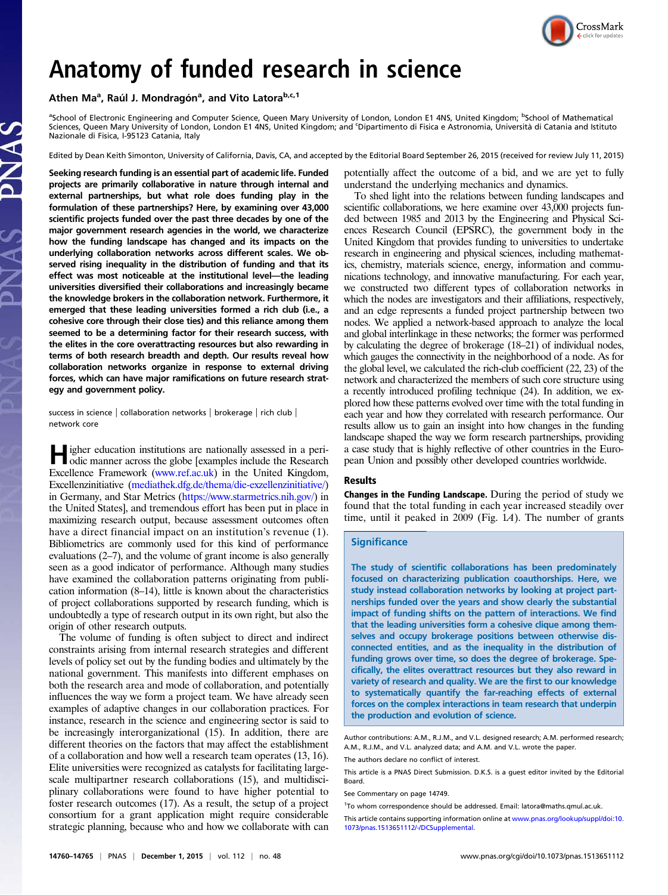# Anatomy of funded research in science

Athen Ma[a], Raúl J. Mondragón[a], and Vito Latora[b,c,1]

[a]School of Electronic Engineering and Computer Science, Queen Mary University of London, London E1 4NS, United Kingdom; [b]School of Mathematical Sciences, Queen Mary University of London, London E1 4NS, United Kingdom; and [c]Dipartimento di Fisica e Astronomia, Università di Catania and Istituto Nazionale di Fisica, I-95123 Catania, Italy

Edited by Dean Keith Simonton, University of California, Davis, CA, and accepted by the Editorial Board September 26, 2015 (received for review July 11, 2015)

**Seeking research funding is an essential part of academic life. Funded projects are primarily collaborative in nature through internal and external partnerships, but what role does funding play in the formulation of these partnerships? Here, by examining over 43,000 scientific projects funded over the past three decades by one of the major government research agencies in the world, we characterize how the funding landscape has changed and its impacts on the underlying collaboration networks across different scales. We observed rising inequality in the distribution of funding and that its effect was most noticeable at the institutional level—the leading universities diversified their collaborations and increasingly became the knowledge brokers in the collaboration network. Furthermore, it emerged that these leading universities formed a rich club (i.e., a cohesive core through their close ties) and this reliance among them seemed to be a determining factor for their research success, with the elites in the core overattracting resources but also rewarding in terms of both research breadth and depth. Our results reveal how collaboration networks organize in response to external driving forces, which can have major ramifications on future research strategy and government policy.**

success in science | collaboration networks | brokerage | rich club | network core

Higher education institutions are nationally assessed in a periodic manner across the globe [examples include the Research Excellence Framework (www.ref.ac.uk) in the United Kingdom, Excellenzinitiative (mediathek.dfg.de/thema/die-exzellenzinitiative/) in Germany, and Star Metrics (https://www.starmetrics.nih.gov/) in the United States], and tremendous effort has been put in place in maximizing research output, because assessment outcomes often have a direct financial impact on an institution's revenue (1). Bibliometrics are commonly used for this kind of performance evaluations (2–7), and the volume of grant income is also generally seen as a good indicator of performance. Although many studies have examined the collaboration patterns originating from publication information (8–14), little is known about the characteristics of project collaborations supported by research funding, which is undoubtedly a type of research output in its own right, but also the origin of other research outputs.

The volume of funding is often subject to direct and indirect constraints arising from internal research strategies and different levels of policy set out by the funding bodies and ultimately by the national government. This manifests into different emphases on both the research area and mode of collaboration, and potentially influences the way we form a project team. We have already seen examples of adaptive changes in our collaboration practices. For instance, research in the science and engineering sector is said to be increasingly interorganizational (15). In addition, there are different theories on the factors that may affect the establishment of a collaboration and how well a research team operates (13, 16). Elite universities were recognized as catalysts for facilitating large-scale multipartner research collaborations (15), and multidisciplinary collaborations were found to have higher potential to foster research outcomes (17). As a result, the setup of a project consortium for a grant application might require considerable strategic planning, because who and how we collaborate with can potentially affect the outcome of a bid, and we are yet to fully understand the underlying mechanics and dynamics.

To shed light into the relations between funding landscapes and scientific collaborations, we here examine over 43,000 projects funded between 1985 and 2013 by the Engineering and Physical Sciences Research Council (EPSRC), the government body in the United Kingdom that provides funding to universities to undertake research in engineering and physical sciences, including mathematics, chemistry, materials science, energy, information and communications technology, and innovative manufacturing. For each year, we constructed two different types of collaboration networks in which the nodes are investigators and their affiliations, respectively, and an edge represents a funded project partnership between two nodes. We applied a network-based approach to analyze the local and global interlinkage in these networks; the former was performed by calculating the degree of brokerage (18–21) of individual nodes, which gauges the connectivity in the neighborhood of a node. As for the global level, we calculated the rich-club coefficient (22, 23) of the network and characterized the members of such core structure using a recently introduced profiling technique (24). In addition, we explored how these patterns evolved over time with the total funding in each year and how they correlated with research performance. Our results allow us to gain an insight into how changes in the funding landscape shaped the way we form research partnerships, providing a case study that is highly reflective of other countries in the European Union and possibly other developed countries worldwide.

## Results

**Changes in the Funding Landscape.** During the period of study we found that the total funding in each year increased steadily over time, until it peaked in 2009 (Fig. 1*A*). The number of grants

### Significance

The study of scientific collaborations has been predominately focused on characterizing publication coauthorships. Here, we study instead collaboration networks by looking at project partnerships funded over the years and show clearly the substantial impact of funding shifts on the pattern of interactions. We find that the leading universities form a cohesive clique among themselves and occupy brokerage positions between otherwise disconnected entities, and as the inequality in the distribution of funding grows over time, so does the degree of brokerage. Specifically, the elites overattract resources but they also reward in variety of research and quality. We are the first to our knowledge to systematically quantify the far-reaching effects of external forces on the complex interactions in team research that underpin the production and evolution of science.

Author contributions: A.M., R.J.M., and V.L. designed research; A.M. performed research; A.M., R.J.M., and V.L. analyzed data; and A.M. and V.L. wrote the paper.

The authors declare no conflict of interest.

This article is a PNAS Direct Submission. D.K.S. is a guest editor invited by the Editorial Board.

See Commentary on page 14749.

[1]To whom correspondence should be addressed. Email: latora@maths.qmul.ac.uk.

This article contains supporting information online at www.pnas.org/lookup/suppl/doi:10.1073/pnas.1513651112/-/DCSupplemental.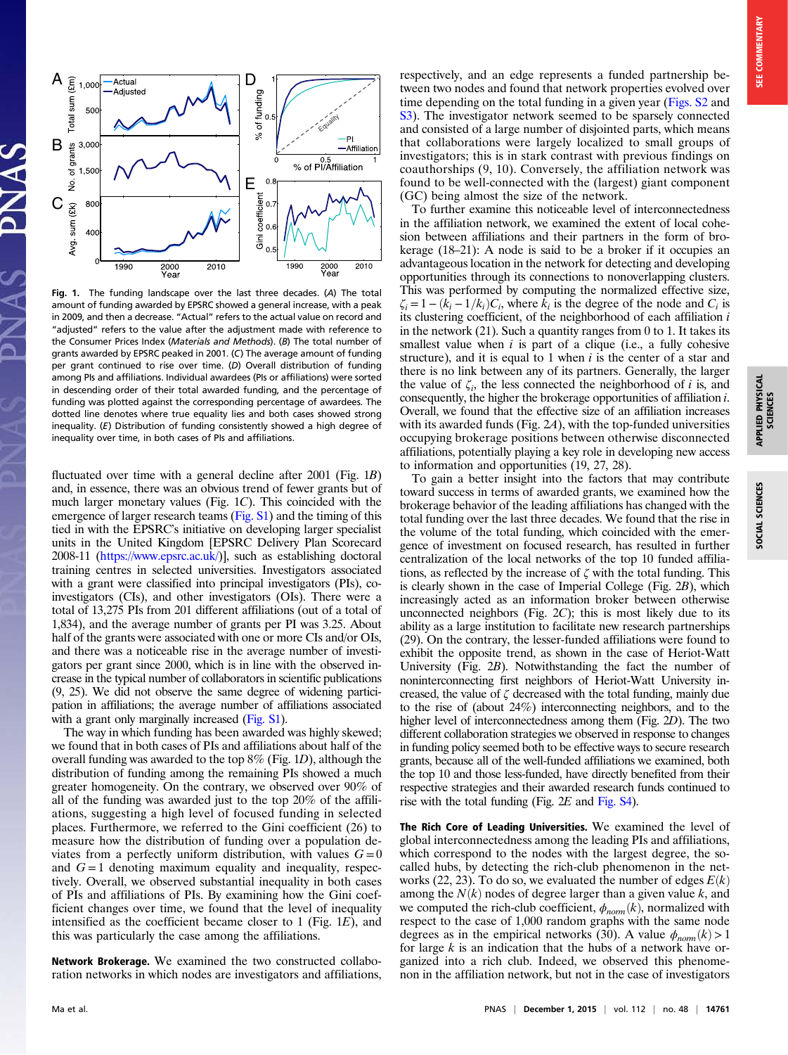Fig. 1. The funding landscape over the last three decades. (*A*) The total amount of funding awarded by EPSRC showed a general increase, with a peak in 2009, and then a decrease. "Actual" refers to the actual value on record and "adjusted" refers to the value after the adjustment made with reference to the Consumer Prices Index (*Materials and Methods*). (*B*) The total number of grants awarded by EPSRC peaked in 2001. (*C*) The average amount of funding per grant continued to rise over time. (*D*) Overall distribution of funding among PIs and affiliations. Individual awardees (PIs or affiliations) were sorted in descending order of their total awarded funding, and the percentage of funding was plotted against the corresponding percentage of awardees. The dotted line denotes where true equality lies and both cases showed strong inequality. (*E*) Distribution of funding consistently showed a high degree of inequality over time, in both cases of PIs and affiliations.

fluctuated over time with a general decline after 2001 (Fig. 1*B*) and, in essence, there was an obvious trend of fewer grants but of much larger monetary values (Fig. 1*C*). This coincided with the emergence of larger research teams (Fig. S1) and the timing of this tied in with the EPSRC's initiative on developing larger specialist units in the United Kingdom [EPSRC Delivery Plan Scorecard 2008-11 (https://www.epsrc.ac.uk/)], such as establishing doctoral training centres in selected universities. Investigators associated with a grant were classified into principal investigators (PIs), co-investigators (CIs), and other investigators (OIs). There were a total of 13,275 PIs from 201 different affiliations (out of a total of 1,834), and the average number of grants per PI was 3.25. About half of the grants were associated with one or more CIs and/or OIs, and there was a noticeable rise in the average number of investigators per grant since 2000, which is in line with the observed increase in the typical number of collaborators in scientific publications (9, 25). We did not observe the same degree of widening participation in affiliations; the average number of affiliations associated with a grant only marginally increased (Fig. S1).

The way in which funding has been awarded was highly skewed; we found that in both cases of PIs and affiliations about half of the overall funding was awarded to the top 8% (Fig. 1*D*), although the distribution of funding among the remaining PIs showed a much greater homogeneity. On the contrary, we observed over 90% of all of the funding was awarded just to the top 20% of the affiliations, suggesting a high level of focused funding in selected places. Furthermore, we referred to the Gini coefficient (26) to measure how the distribution of funding over a population deviates from a perfectly uniform distribution, with values $G = 0$ and $G = 1$ denoting maximum equality and inequality, respectively. Overall, we observed substantial inequality in both cases of PIs and affiliations of PIs. By examining how the Gini coefficient changes over time, we found that the level of inequality intensified as the coefficient became closer to 1 (Fig. 1*E*), and this was particularly the case among the affiliations.

**Network Brokerage.** We examined the two constructed collaboration networks in which nodes are investigators and affiliations, respectively, and an edge represents a funded partnership between two nodes and found that network properties evolved over time depending on the total funding in a given year (Figs. S2 and S3). The investigator network seemed to be sparsely connected and consisted of a large number of disjointed parts, which means that collaborations were largely localized to small groups of investigators; this is in stark contrast with previous findings on coauthorships (9, 10). Conversely, the affiliation network was found to be well-connected with the (largest) giant component (GC) being almost the size of the network.

To further examine this noticeable level of interconnectedness in the affiliation network, we examined the extent of local cohesion between affiliations and their partners in the form of brokerage (18–21): A node is said to be a broker if it occupies an advantageous location in the network for detecting and developing opportunities through its connections to nonoverlapping clusters. This was performed by computing the normalized effective size, $\zeta_i = 1 - (k_i - 1/k_i)C_i$, where $k_i$ is the degree of the node and $C_i$ is its clustering coefficient, of the neighborhood of each affiliation $i$ in the network (21). Such a quantity ranges from 0 to 1. It takes its smallest value when $i$ is part of a clique (i.e., a fully cohesive structure), and it is equal to 1 when $i$ is the center of a star and there is no link between any of its partners. Generally, the larger the value of $\zeta_i$, the less connected the neighborhood of $i$ is, and consequently, the higher the brokerage opportunities of affiliation $i$. Overall, we found that the effective size of an affiliation increases with its awarded funds (Fig. 2*A*), with the top-funded universities occupying brokerage positions between otherwise disconnected affiliations, potentially playing a key role in developing new access to information and opportunities (19, 27, 28).

To gain a better insight into the factors that may contribute toward success in terms of awarded grants, we examined how the brokerage behavior of the leading affiliations has changed with the total funding over the last three decades. We found that the rise in the volume of the total funding, which coincided with the emergence of investment on focused research, has resulted in further centralization of the local networks of the top 10 funded affiliations, as reflected by the increase of $\zeta$ with the total funding. This is clearly shown in the case of Imperial College (Fig. 2*B*), which increasingly acted as an information broker between otherwise unconnected neighbors (Fig. 2*C*); this is most likely due to its ability as a large institution to facilitate new research partnerships (29). On the contrary, the lesser-funded affiliations were found to exhibit the opposite trend, as shown in the case of Heriot-Watt University (Fig. 2*B*). Notwithstanding the fact the number of noninterconnecting first neighbors of Heriot-Watt University increased, the value of $\zeta$ decreased with the total funding, mainly due to the rise of (about 24%) interconnecting neighbors, and to the higher level of interconnectedness among them (Fig. 2*D*). The two different collaboration strategies we observed in response to changes in funding policy seemed both to be effective ways to secure research grants, because all of the well-funded affiliations we examined, both the top 10 and those less-funded, have directly benefited from their respective strategies and their awarded research funds continued to rise with the total funding (Fig. 2*E* and Fig. S4).

**The Rich Core of Leading Universities.** We examined the level of global interconnectedness among the leading PIs and affiliations, which correspond to the nodes with the largest degree, the so-called hubs, by detecting the rich-club phenomenon in the networks (22, 23). To do so, we evaluated the number of edges $E(k)$ among the $N(k)$ nodes of degree larger than a given value $k$, and we computed the rich-club coefficient, $\phi_{norm}(k)$, normalized with respect to the case of 1,000 random graphs with the same node degrees as in the empirical networks (30). A value $\phi_{norm}(k) > 1$ for large $k$ is an indication that the hubs of a network have organized into a rich club. Indeed, we observed this phenomenon in the affiliation network, but not in the case of investigators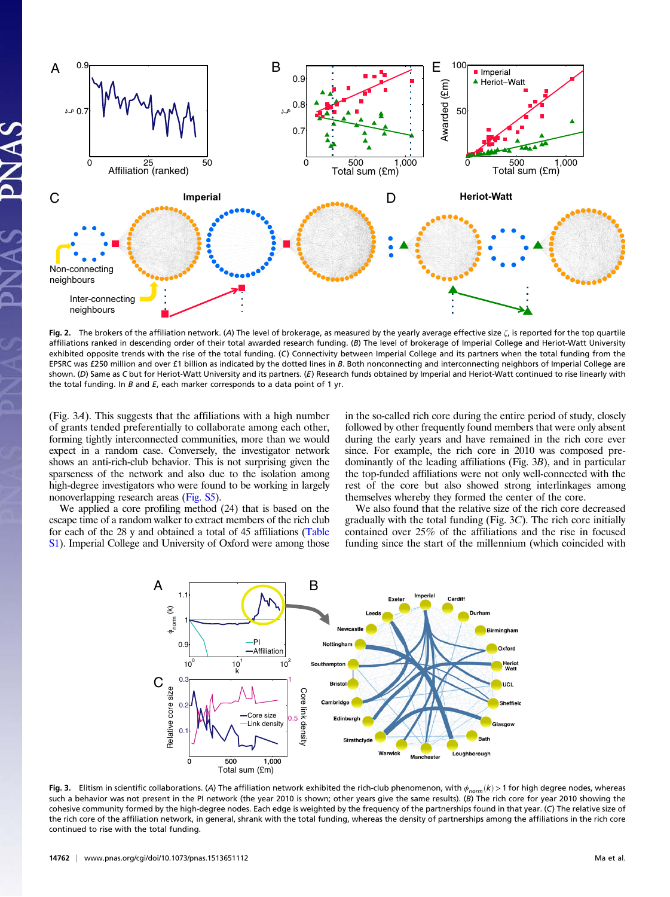**Fig. 2.** The brokers of the affiliation network. (*A*) The level of brokerage, as measured by the yearly average effective size $\zeta$, is reported for the top quartile affiliations ranked in descending order of their total awarded research funding. (*B*) The level of brokerage of Imperial College and Heriot-Watt University exhibited opposite trends with the rise of the total funding. (*C*) Connectivity between Imperial College and its partners when the total funding from the EPSRC was £250 million and over £1 billion as indicated by the dotted lines in *B*. Both nonconnecting and interconnecting neighbors of Imperial College are shown. (*D*) Same as *C* but for Heriot-Watt University and its partners. (*E*) Research funds obtained by Imperial and Heriot-Watt continued to rise linearly with the total funding. In *B* and *E*, each marker corresponds to a data point of 1 yr.

(Fig. 3*A*). This suggests that the affiliations with a high number of grants tended preferentially to collaborate among each other, forming tightly interconnected communities, more than we would expect in a random case. Conversely, the investigator network shows an anti-rich-club behavior. This is not surprising given the sparseness of the network and also due to the isolation among high-degree investigators who were found to be working in largely nonoverlapping research areas (Fig. S5).

We applied a core profiling method (24) that is based on the escape time of a random walker to extract members of the rich club for each of the 28 y and obtained a total of 45 affiliations (Table S1). Imperial College and University of Oxford were among those in the so-called rich core during the entire period of study, closely followed by other frequently found members that were only absent during the early years and have remained in the rich core ever since. For example, the rich core in 2010 was composed predominantly of the leading affiliations (Fig. 3*B*), and in particular the top-funded affiliations were not only well-connected with the rest of the core but also showed strong interlinkages among themselves whereby they formed the center of the core.

We also found that the relative size of the rich core decreased gradually with the total funding (Fig. 3*C*). The rich core initially contained over 25% of the affiliations and the rise in focused funding since the start of the millennium (which coincided with

**Fig. 3.** Elitism in scientific collaborations. (*A*) The affiliation network exhibited the rich-club phenomenon, with $\phi_{norm}(k) > 1$ for high degree nodes, whereas such a behavior was not present in the PI network (the year 2010 is shown; other years give the same results). (*B*) The rich core for year 2010 showing the cohesive community formed by the high-degree nodes. Each edge is weighted by the frequency of the partnerships found in that year. (*C*) The relative size of the rich core of the affiliation network, in general, shrank with the total funding, whereas the density of partnerships among the affiliations in the rich core continued to rise with the total funding.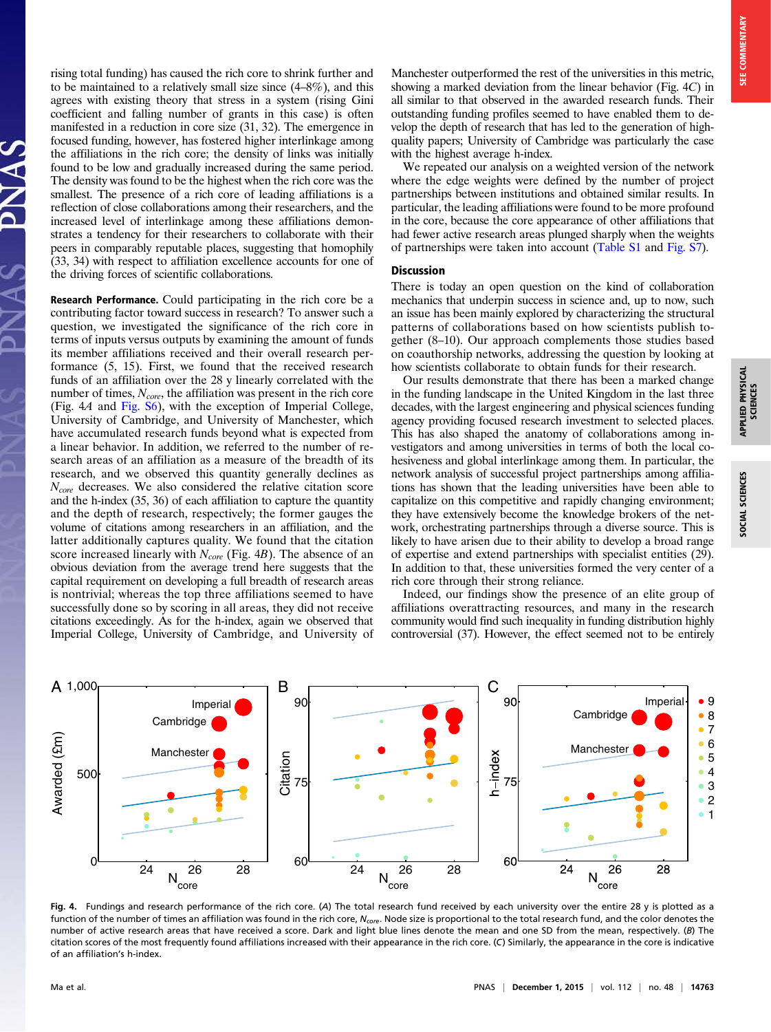rising total funding) has caused the rich core to shrink further and to be maintained to a relatively small size since (4–8%), and this agrees with existing theory that stress in a system (rising Gini coefficient and falling number of grants in this case) is often manifested in a reduction in core size (31, 32). The emergence in focused funding, however, has fostered higher interlinkage among the affiliations in the rich core; the density of links was initially found to be low and gradually increased during the same period. The density was found to be the highest when the rich core was the smallest. The presence of a rich core of leading affiliations is a reflection of close collaborations among their researchers, and the increased level of interlinkage among these affiliations demonstrates a tendency for their researchers to collaborate with their peers in comparably reputable places, suggesting that homophily (33, 34) with respect to affiliation excellence accounts for one of the driving forces of scientific collaborations.

**Research Performance.** Could participating in the rich core be a contributing factor toward success in research? To answer such a question, we investigated the significance of the rich core in terms of inputs versus outputs by examining the amount of funds its member affiliations received and their overall research performance (5, 15). First, we found that the received research funds of an affiliation over the 28 y linearly correlated with the number of times, $N_{core}$, the affiliation was present in the rich core (Fig. 4A and Fig. S6), with the exception of Imperial College, University of Cambridge, and University of Manchester, which have accumulated research funds beyond what is expected from a linear behavior. In addition, we referred to the number of research areas of an affiliation as a measure of the breadth of its research, and we observed this quantity generally declines as $N_{core}$ decreases. We also considered the relative citation score and the h-index (35, 36) of each affiliation to capture the quantity and the depth of research, respectively; the former gauges the volume of citations among researchers in an affiliation, and the latter additionally captures quality. We found that the citation score increased linearly with $N_{core}$ (Fig. 4B). The absence of an obvious deviation from the average trend here suggests that the capital requirement on developing a full breadth of research areas is nontrivial; whereas the top three affiliations seemed to have successfully done so by scoring in all areas, they did not receive citations exceedingly. As for the h-index, again we observed that Imperial College, University of Cambridge, and University of Manchester outperformed the rest of the universities in this metric, showing a marked deviation from the linear behavior (Fig. 4C) in all similar to that observed in the awarded research funds. Their outstanding funding profiles seemed to have enabled them to develop the depth of research that has led to the generation of high-quality papers; University of Cambridge was particularly the case with the highest average h-index.

We repeated our analysis on a weighted version of the network where the edge weights were defined by the number of project partnerships between institutions and obtained similar results. In particular, the leading affiliations were found to be more profound in the core, because the core appearance of other affiliations that had fewer active research areas plunged sharply when the weights of partnerships were taken into account (Table S1 and Fig. S7).

## Discussion

There is today an open question on the kind of collaboration mechanics that underpin success in science and, up to now, such an issue has been mainly explored by characterizing the structural patterns of collaborations based on how scientists publish together (8–10). Our approach complements those studies based on coauthorship networks, addressing the question by looking at how scientists collaborate to obtain funds for their research.

Our results demonstrate that there has been a marked change in the funding landscape in the United Kingdom in the last three decades, with the largest engineering and physical sciences funding agency providing focused research investment to selected places. This has also shaped the anatomy of collaborations among investigators and among universities in terms of both the local cohesiveness and global interlinkage among them. In particular, the network analysis of successful project partnerships among affiliations has shown that the leading universities have been able to capitalize on this competitive and rapidly changing environment; they have extensively become the knowledge brokers of the network, orchestrating partnerships through a diverse source. This is likely to have arisen due to their ability to develop a broad range of expertise and extend partnerships with specialist entities (29). In addition to that, these universities formed the very center of a rich core through their strong reliance.

Indeed, our findings show the presence of an elite group of affiliations overattracting resources, and many in the research community would find such inequality in funding distribution highly controversial (37). However, the effect seemed not to be entirely

**Fig. 4.** Fundings and research performance of the rich core. (A) The total research fund received by each university over the entire 28 y is plotted as a function of the number of times an affiliation was found in the rich core, $N_{core}$. Node size is proportional to the total research fund, and the color denotes the number of active research areas that have received a score. Dark and light blue lines denote the mean and one SD from the mean, respectively. (B) The citation scores of the most frequently found affiliations increased with their appearance in the rich core. (C) Similarly, the appearance in the core is indicative of an affiliation's h-index.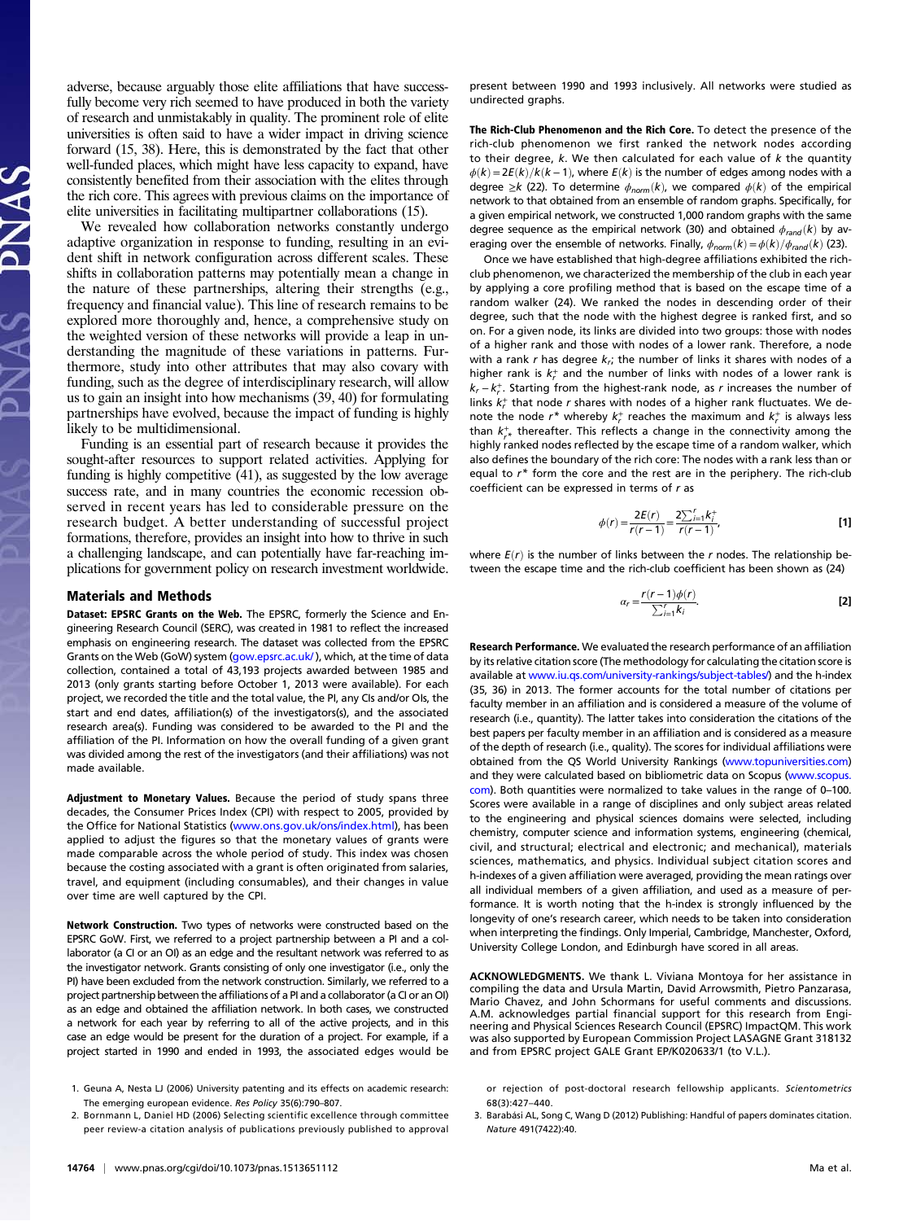adverse, because arguably those elite affiliations that have successfully become very rich seemed to have produced in both the variety of research and unmistakably in quality. The prominent role of elite universities is often said to have a wider impact in driving science forward (15, 38). Here, this is demonstrated by the fact that other well-funded places, which might have less capacity to expand, have consistently benefited from their association with the elites through the rich core. This agrees with previous claims on the importance of elite universities in facilitating multipartner collaborations (15).

We revealed how collaboration networks constantly undergo adaptive organization in response to funding, resulting in an evident shift in network configuration across different scales. These shifts in collaboration patterns may potentially mean a change in the nature of these partnerships, altering their strengths (e.g., frequency and financial value). This line of research remains to be explored more thoroughly and, hence, a comprehensive study on the weighted version of these networks will provide a leap in understanding the magnitude of these variations in patterns. Furthermore, study into other attributes that may also covary with funding, such as the degree of interdisciplinary research, will allow us to gain an insight into how mechanisms (39, 40) for formulating partnerships have evolved, because the impact of funding is highly likely to be multidimensional.

Funding is an essential part of research because it provides the sought-after resources to support related activities. Applying for funding is highly competitive (41), as suggested by the low average success rate, and in many countries the economic recession observed in recent years has led to considerable pressure on the research budget. A better understanding of successful project formations, therefore, provides an insight into how to thrive in such a challenging landscape, and can potentially have far-reaching implications for government policy on research investment worldwide.

## Materials and Methods

**Dataset: EPSRC Grants on the Web.** The EPSRC, formerly the Science and Engineering Research Council (SERC), was created in 1981 to reflect the increased emphasis on engineering research. The dataset was collected from the EPSRC Grants on the Web (GoW) system (gow.epsrc.ac.uk/), which, at the time of data collection, contained a total of 43,193 projects awarded between 1985 and 2013 (only grants starting before October 1, 2013 were available). For each project, we recorded the title and the total value, the PI, any CIs and/or OIs, the start and end dates, affiliation(s) of the investigators(s), and the associated research area(s). Funding was considered to be awarded to the PI and the affiliation of the PI. Information on how the overall funding of a given grant was divided among the rest of the investigators (and their affiliations) was not made available.

**Adjustment to Monetary Values.** Because the period of study spans three decades, the Consumer Prices Index (CPI) with respect to 2005, provided by the Office for National Statistics (www.ons.gov.uk/ons/index.html), has been applied to adjust the figures so that the monetary values of grants were made comparable across the whole period of study. This index was chosen because the costing associated with a grant is often originated from salaries, travel, and equipment (including consumables), and their changes in value over time are well captured by the CPI.

**Network Construction.** Two types of networks were constructed based on the EPSRC GoW. First, we referred to a project partnership between a PI and a collaborator (a CI or an OI) as an edge and the resultant network was referred to as the investigator network. Grants consisting of only one investigator (i.e., only the PI) have been excluded from the network construction. Similarly, we referred to a project partnership between the affiliations of a PI and a collaborator (a CI or an OI) as an edge and obtained the affiliation network. In both cases, we constructed a network for each year by referring to all of the active projects, and in this case an edge would be present for the duration of a project. For example, if a project started in 1990 and ended in 1993, the associated edges would be present between 1990 and 1993 inclusively. All networks were studied as undirected graphs.

**The Rich-Club Phenomenon and the Rich Core.** To detect the presence of the rich-club phenomenon we first ranked the network nodes according to their degree, $k$. We then calculated for each value of $k$ the quantity $\phi(k) = 2E(k)/k(k-1)$, where $E(k)$ is the number of edges among nodes with a degree $\geq k$ (22). To determine $\phi_{norm}(k)$, we compared $\phi(k)$ of the empirical network to that obtained from an ensemble of random graphs. Specifically, for a given empirical network, we constructed 1,000 random graphs with the same degree sequence as the empirical network (30) and obtained $\phi_{rand}(k)$ by averaging over the ensemble of networks. Finally, $\phi_{norm}(k) = \phi(k)/\phi_{rand}(k)$ (23).

Once we have established that high-degree affiliations exhibited the rich-club phenomenon, we characterized the membership of the club in each year by applying a core profiling method that is based on the escape time of a random walker (24). We ranked the nodes in descending order of their degree, such that the node with the highest degree is ranked first, and so on. For a given node, its links are divided into two groups: those with nodes of a higher rank and those with nodes of a lower rank. Therefore, a node with a rank $r$ has degree $k_r$; the number of links it shares with nodes of a higher rank is $k_r^+$ and the number of links with nodes of a lower rank is $k_r - k_r^+$. Starting from the highest-rank node, as $r$ increases the number of links $k_r^+$ that node $r$ shares with nodes of a higher rank fluctuates. We denote the node $r^*$ whereby $k_r^+$ reaches the maximum and $k_r^+$ is always less than $k_{r^*}^+$ thereafter. This reflects a change in the connectivity among the highly ranked nodes reflected by the escape time of a random walker, which also defines the boundary of the rich core: The nodes with a rank less than or equal to $r^*$ form the core and the rest are in the periphery. The rich-club coefficient can be expressed in terms of $r$ as

$$\phi(r) = \frac{2E(r)}{r(r-1)} = \frac{2\sum_{i=1}^{r} k_i^+}{r(r-1)}, \qquad [1]$$

where $E(r)$ is the number of links between the $r$ nodes. The relationship between the escape time and the rich-club coefficient has been shown as (24)

$$\alpha_r = \frac{r(r-1)\phi(r)}{\sum_{i=1}^{r} k_i}. \qquad [2]$$

**Research Performance.** We evaluated the research performance of an affiliation by its relative citation score (The methodology for calculating the citation score is available at www.iu.qs.com/university-rankings/subject-tables/) and the h-index (35, 36) in 2013. The former accounts for the total number of citations per faculty member in an affiliation and is considered a measure of the volume of research (i.e., quantity). The latter takes into consideration the citations of the best papers per faculty member in an affiliation and is considered as a measure of the depth of research (i.e., quality). The scores for individual affiliations were obtained from the QS World University Rankings (www.topuniversities.com) and they were calculated based on bibliometric data on Scopus (www.scopus.com). Both quantities were normalized to take values in the range of 0–100. Scores were available in a range of disciplines and only subject areas related to the engineering and physical sciences domains were selected, including chemistry, computer science and information systems, engineering (chemical, civil, and structural; electrical and electronic; and mechanical), materials sciences, mathematics, and physics. Individual subject citation scores and h-indexes of a given affiliation were averaged, providing the mean ratings over all individual members of a given affiliation, and used as a measure of performance. It is worth noting that the h-index is strongly influenced by the longevity of one's research career, which needs to be taken into consideration when interpreting the findings. Only Imperial, Cambridge, Manchester, Oxford, University College London, and Edinburgh have scored in all areas.

**ACKNOWLEDGMENTS.** We thank L. Viviana Montoya for her assistance in compiling the data and Ursula Martin, David Arrowsmith, Pietro Panzarasa, Mario Chavez, and John Schormans for useful comments and discussions. A.M. acknowledges partial financial support for this research from Engineering and Physical Sciences Research Council (EPSRC) ImpactQM. This work was also supported by European Commission Project LASAGNE Grant 318132 and from EPSRC project GALE Grant EP/K020633/1 (to V.L.).

1. Geuna A, Nesta LJ (2006) University patenting and its effects on academic research: The emerging european evidence. *Res Policy* 35(6):790–807.
2. Bornmann L, Daniel HD (2006) Selecting scientific excellence through committee peer review-a citation analysis of publications previously published to approval or rejection of post-doctoral research fellowship applicants. *Scientometrics* 68(3):427–440.
3. Barabási AL, Song C, Wang D (2012) Publishing: Handful of papers dominates citation. *Nature* 491(7422):40.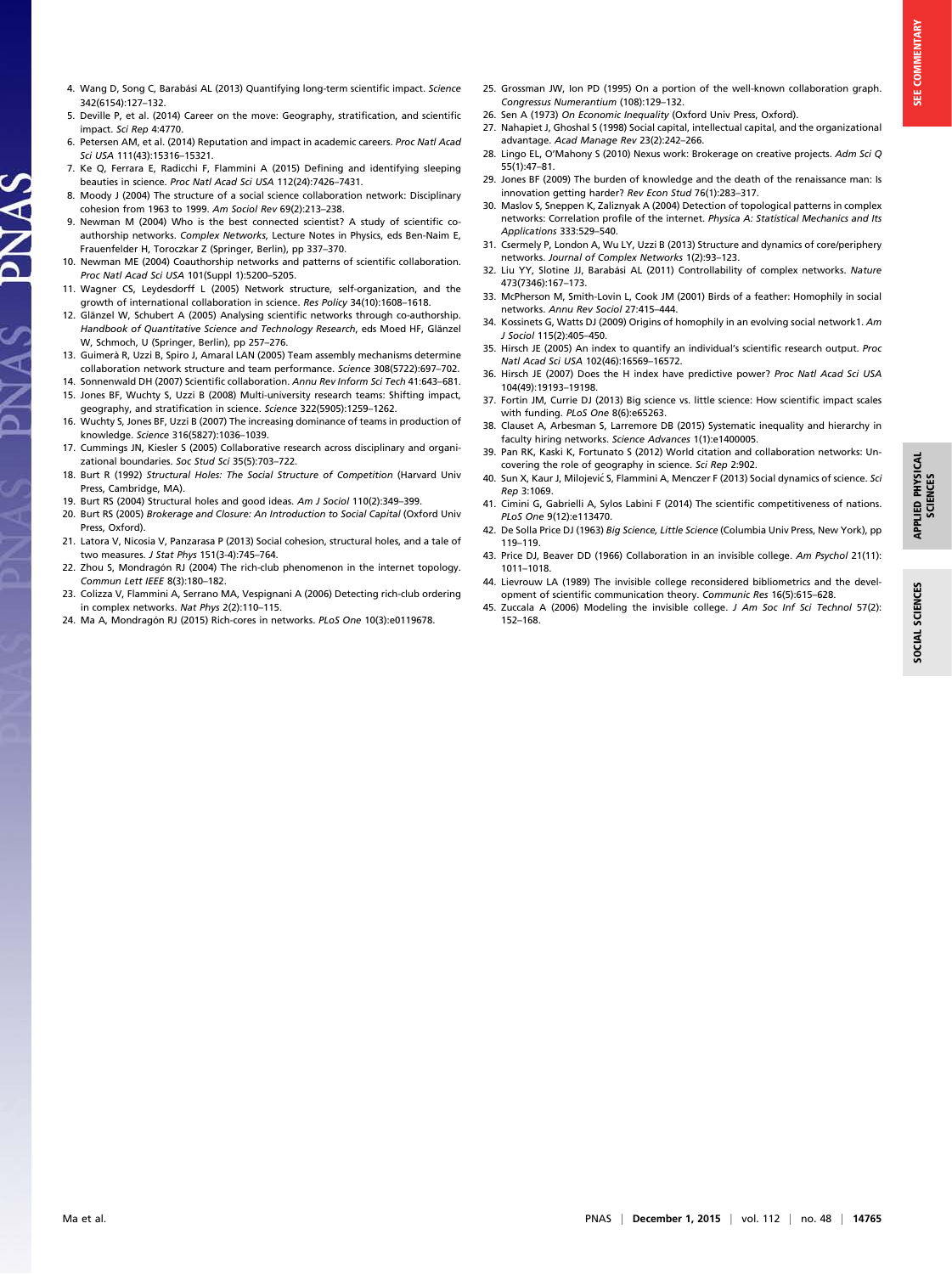4. Wang D, Song C, Barabási AL (2013) Quantifying long-term scientific impact. *Science* 342(6154):127–132.
5. Deville P, et al. (2014) Career on the move: Geography, stratification, and scientific impact. *Sci Rep* 4:4770.
6. Petersen AM, et al. (2014) Reputation and impact in academic careers. *Proc Natl Acad Sci USA* 111(43):15316–15321.
7. Ke Q, Ferrara E, Radicchi F, Flammini A (2015) Defining and identifying sleeping beauties in science. *Proc Natl Acad Sci USA* 112(24):7426–7431.
8. Moody J (2004) The structure of a social science collaboration network: Disciplinary cohesion from 1963 to 1999. *Am Sociol Rev* 69(2):213–238.
9. Newman M (2004) Who is the best connected scientist? A study of scientific coauthorship networks. *Complex Networks*, Lecture Notes in Physics, eds Ben-Naim E, Frauenfelder H, Toroczkar Z (Springer, Berlin), pp 337–370.
10. Newman ME (2004) Coauthorship networks and patterns of scientific collaboration. *Proc Natl Acad Sci USA* 101(Suppl 1):5200–5205.
11. Wagner CS, Leydesdorff L (2005) Network structure, self-organization, and the growth of international collaboration in science. *Res Policy* 34(10):1608–1618.
12. Glänzel W, Schubert A (2005) Analysing scientific networks through co-authorship. *Handbook of Quantitative Science and Technology Research*, eds Moed HF, Glänzel W, Schmoch, U (Springer, Berlin), pp 257–276.
13. Guimerà R, Uzzi B, Spiro J, Amaral LAN (2005) Team assembly mechanisms determine collaboration network structure and team performance. *Science* 308(5722):697–702.
14. Sonnenwald DH (2007) Scientific collaboration. *Annu Rev Inform Sci Tech* 41:643–681.
15. Jones BF, Wuchty S, Uzzi B (2008) Multi-university research teams: Shifting impact, geography, and stratification in science. *Science* 322(5905):1259–1262.
16. Wuchty S, Jones BF, Uzzi B (2007) The increasing dominance of teams in production of knowledge. *Science* 316(5827):1036–1039.
17. Cummings JN, Kiesler S (2005) Collaborative research across disciplinary and organizational boundaries. *Soc Stud Sci* 35(5):703–722.
18. Burt R (1992) *Structural Holes: The Social Structure of Competition* (Harvard Univ Press, Cambridge, MA).
19. Burt RS (2004) Structural holes and good ideas. *Am J Sociol* 110(2):349–399.
20. Burt RS (2005) *Brokerage and Closure: An Introduction to Social Capital* (Oxford Univ Press, Oxford).
21. Latora V, Nicosia V, Panzarasa P (2013) Social cohesion, structural holes, and a tale of two measures. *J Stat Phys* 151(3-4):745–764.
22. Zhou S, Mondragón RJ (2004) The rich-club phenomenon in the internet topology. *Commun Lett IEEE* 8(3):180–182.
23. Colizza V, Flammini A, Serrano MA, Vespignani A (2006) Detecting rich-club ordering in complex networks. *Nat Phys* 2(2):110–115.
24. Ma A, Mondragón RJ (2015) Rich-cores in networks. *PLoS One* 10(3):e0119678.
25. Grossman JW, Ion PD (1995) On a portion of the well-known collaboration graph. *Congressus Numerantium* (108):129–132.
26. Sen A (1973) *On Economic Inequality* (Oxford Univ Press, Oxford).
27. Nahapiet J, Ghoshal S (1998) Social capital, intellectual capital, and the organizational advantage. *Acad Manage Rev* 23(2):242–266.
28. Lingo EL, O'Mahony S (2010) Nexus work: Brokerage on creative projects. *Adm Sci Q* 55(1):47–81.
29. Jones BF (2009) The burden of knowledge and the death of the renaissance man: Is innovation getting harder? *Rev Econ Stud* 76(1):283–317.
30. Maslov S, Sneppen K, Zaliznyak A (2004) Detection of topological patterns in complex networks: Correlation profile of the internet. *Physica A: Statistical Mechanics and Its Applications* 333:529–540.
31. Csermely P, London A, Wu LY, Uzzi B (2013) Structure and dynamics of core/periphery networks. *Journal of Complex Networks* 1(2):93–123.
32. Liu YY, Slotine JJ, Barabási AL (2011) Controllability of complex networks. *Nature* 473(7346):167–173.
33. McPherson M, Smith-Lovin L, Cook JM (2001) Birds of a feather: Homophily in social networks. *Annu Rev Sociol* 27:415–444.
34. Kossinets G, Watts DJ (2009) Origins of homophily in an evolving social network1. *Am J Sociol* 115(2):405–450.
35. Hirsch JE (2005) An index to quantify an individual's scientific research output. *Proc Natl Acad Sci USA* 102(46):16569–16572.
36. Hirsch JE (2007) Does the H index have predictive power? *Proc Natl Acad Sci USA* 104(49):19193–19198.
37. Fortin JM, Currie DJ (2013) Big science vs. little science: How scientific impact scales with funding. *PLoS One* 8(6):e65263.
38. Clauset A, Arbesman S, Larremore DB (2015) Systematic inequality and hierarchy in faculty hiring networks. *Science Advances* 1(1):e1400005.
39. Pan RK, Kaski K, Fortunato S (2012) World citation and collaboration networks: Uncovering the role of geography in science. *Sci Rep* 2:902.
40. Sun X, Kaur J, Milojević S, Flammini A, Menczer F (2013) Social dynamics of science. *Sci Rep* 3:1069.
41. Cimini G, Gabrielli A, Sylos Labini F (2014) The scientific competitiveness of nations. *PLoS One* 9(12):e113470.
42. De Solla Price DJ (1963) *Big Science, Little Science* (Columbia Univ Press, New York), pp 119–119.
43. Price DJ, Beaver DD (1966) Collaboration in an invisible college. *Am Psychol* 21(11): 1011–1018.
44. Lievrouw LA (1989) The invisible college reconsidered bibliometrics and the development of scientific communication theory. *Communic Res* 16(5):615–628.
45. Zuccala A (2006) Modeling the invisible college. *J Am Soc Inf Sci Technol* 57(2): 152–168.